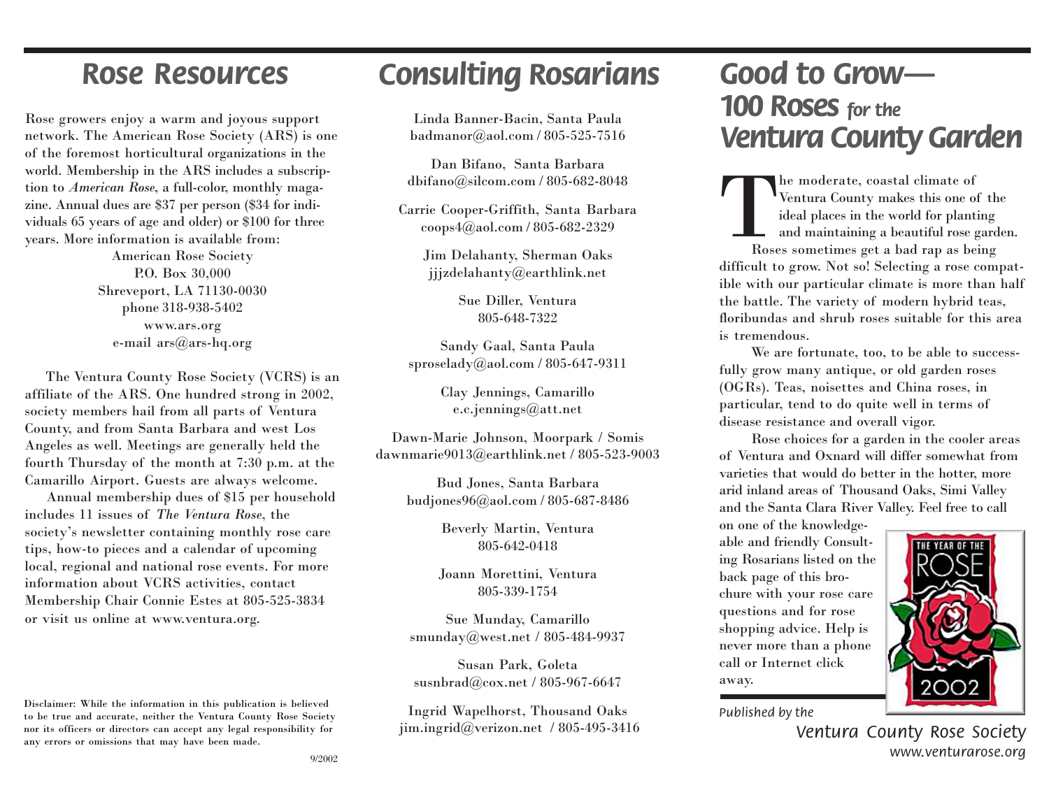# Rose Resources

Rose growers enjoy a warm and joyous support network. The American Rose Society (ARS) is one of the foremost horticultural organizations in the world. Membership in the ARS includes a subscription to *American Rose*, a full-color, monthly magazine. Annual dues are $37 per person ($34 for individuals 65 years of age and older) or $100 for three years. More information is available from:

American Rose Society
P.O. Box 30,000
Shreveport, LA 71130-0030
phone 318-938-5402
www.ars.org
e-mail ars@ars-hq.org

The Ventura County Rose Society (VCRS) is an affiliate of the ARS. One hundred strong in 2002, society members hail from all parts of Ventura County, and from Santa Barbara and west Los Angeles as well. Meetings are generally held the fourth Thursday of the month at 7:30 p.m. at the Camarillo Airport. Guests are always welcome.

Annual membership dues of $15 per household includes 11 issues of *The Ventura Rose*, the society's newsletter containing monthly rose care tips, how-to pieces and a calendar of upcoming local, regional and national rose events. For more information about VCRS activities, contact Membership Chair Connie Estes at 805-525-3834 or visit us online at www.ventura.org.

Disclaimer: While the information in this publication is believed to be true and accurate, neither the Ventura County Rose Society nor its officers or directors can accept any legal responsibility for any errors or omissions that may have been made.

9/2002

# Consulting Rosarians

Linda Banner-Bacin, Santa Paula
badmanor@aol.com / 805-525-7516

Dan Bifano, Santa Barbara
dbifano@silcom.com / 805-682-8048

Carrie Cooper-Griffith, Santa Barbara
coops4@aol.com / 805-682-2329

Jim Delahanty, Sherman Oaks
jjjzdelahanty@earthlink.net

Sue Diller, Ventura
805-648-7322

Sandy Gaal, Santa Paula
sproselady@aol.com / 805-647-9311

Clay Jennings, Camarillo
e.c.jennings@att.net

Dawn-Marie Johnson, Moorpark / Somis
dawnmarie9013@earthlink.net / 805-523-9003

Bud Jones, Santa Barbara
budjones96@aol.com / 805-687-8486

Beverly Martin, Ventura
805-642-0418

Joann Morettini, Ventura
805-339-1754

Sue Munday, Camarillo
smunday@west.net / 805-484-9937

Susan Park, Goleta
susnbrad@cox.net / 805-967-6647

Ingrid Wapelhorst, Thousand Oaks
jim.ingrid@verizon.net / 805-495-3416

# Good to Grow— 100 Roses *for the* Ventura County Garden

The moderate, coastal climate of Ventura County makes this one of the ideal places in the world for planting and maintaining a beautiful rose garden.

Roses sometimes get a bad rap as being difficult to grow. Not so! Selecting a rose compatible with our particular climate is more than half the battle. The variety of modern hybrid teas, floribundas and shrub roses suitable for this area is tremendous.

We are fortunate, too, to be able to successfully grow many antique, or old garden roses (OGRs). Teas, noisettes and China roses, in particular, tend to do quite well in terms of disease resistance and overall vigor.

Rose choices for a garden in the cooler areas of Ventura and Oxnard will differ somewhat from varieties that would do better in the hotter, more arid inland areas of Thousand Oaks, Simi Valley and the Santa Clara River Valley. Feel free to call on one of the knowledgeable and friendly Consulting Rosarians listed on the back page of this brochure with your rose care questions and for rose shopping advice. Help is never more than a phone call or Internet click away.

THE YEAR OF THE ROSE 2002

*Published by the*
*Ventura County Rose Society*
*www.venturarose.org*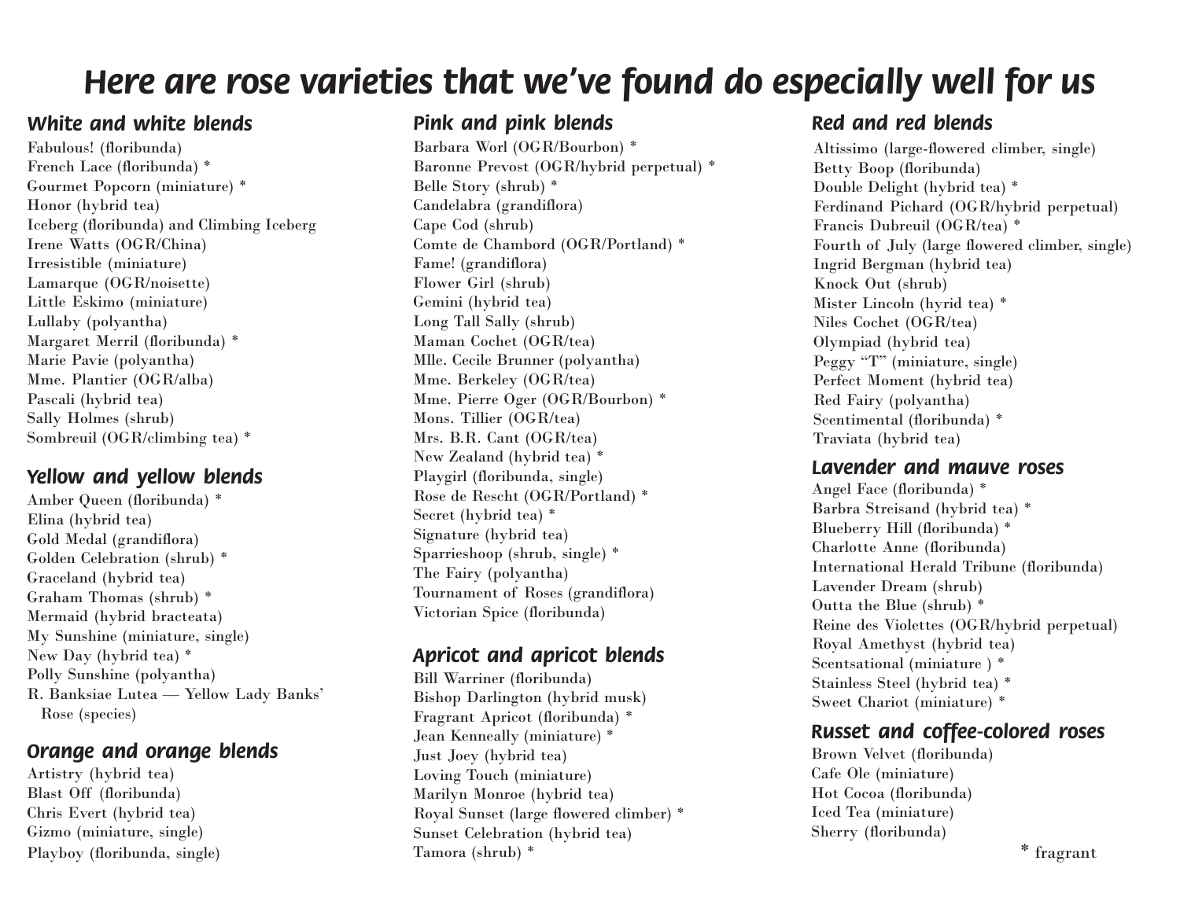# Here are rose varieties that we've found do especially well for us

## White and white blends

Fabulous! (floribunda)
French Lace (floribunda) *
Gourmet Popcorn (miniature) *
Honor (hybrid tea)
Iceberg (floribunda) and Climbing Iceberg
Irene Watts (OGR/China)
Irresistible (miniature)
Lamarque (OGR/noisette)
Little Eskimo (miniature)
Lullaby (polyantha)
Margaret Merril (floribunda) *
Marie Pavie (polyantha)
Mme. Plantier (OGR/alba)
Pascali (hybrid tea)
Sally Holmes (shrub)
Sombreuil (OGR/climbing tea) *

## Yellow and yellow blends

Amber Queen (floribunda) *
Elina (hybrid tea)
Gold Medal (grandiflora)
Golden Celebration (shrub) *
Graceland (hybrid tea)
Graham Thomas (shrub) *
Mermaid (hybrid bracteata)
My Sunshine (miniature, single)
New Day (hybrid tea) *
Polly Sunshine (polyantha)
R. Banksiae Lutea — Yellow Lady Banks' Rose (species)

## Orange and orange blends

Artistry (hybrid tea)
Blast Off (floribunda)
Chris Evert (hybrid tea)
Gizmo (miniature, single)
Playboy (floribunda, single)

## Pink and pink blends

Barbara Worl (OGR/Bourbon) *
Baronne Prevost (OGR/hybrid perpetual) *
Belle Story (shrub) *
Candelabra (grandiflora)
Cape Cod (shrub)
Comte de Chambord (OGR/Portland) *
Fame! (grandiflora)
Flower Girl (shrub)
Gemini (hybrid tea)
Long Tall Sally (shrub)
Maman Cochet (OGR/tea)
Mlle. Cecile Brunner (polyantha)
Mme. Berkeley (OGR/tea)
Mme. Pierre Oger (OGR/Bourbon) *
Mons. Tillier (OGR/tea)
Mrs. B.R. Cant (OGR/tea)
New Zealand (hybrid tea) *
Playgirl (floribunda, single)
Rose de Rescht (OGR/Portland) *
Secret (hybrid tea) *
Signature (hybrid tea)
Sparrieshoop (shrub, single) *
The Fairy (polyantha)
Tournament of Roses (grandiflora)
Victorian Spice (floribunda)

## Apricot and apricot blends

Bill Warriner (floribunda)
Bishop Darlington (hybrid musk)
Fragrant Apricot (floribunda) *
Jean Kenneally (miniature) *
Just Joey (hybrid tea)
Loving Touch (miniature)
Marilyn Monroe (hybrid tea)
Royal Sunset (large flowered climber) *
Sunset Celebration (hybrid tea)
Tamora (shrub) *

## Red and red blends

Altissimo (large-flowered climber, single)
Betty Boop (floribunda)
Double Delight (hybrid tea) *
Ferdinand Pichard (OGR/hybrid perpetual)
Francis Dubreuil (OGR/tea) *
Fourth of July (large flowered climber, single)
Ingrid Bergman (hybrid tea)
Knock Out (shrub)
Mister Lincoln (hyrid tea) *
Niles Cochet (OGR/tea)
Olympiad (hybrid tea)
Peggy "T" (miniature, single)
Perfect Moment (hybrid tea)
Red Fairy (polyantha)
Scentimental (floribunda) *
Traviata (hybrid tea)

## Lavender and mauve roses

Angel Face (floribunda) *
Barbra Streisand (hybrid tea) *
Blueberry Hill (floribunda) *
Charlotte Anne (floribunda)
International Herald Tribune (floribunda)
Lavender Dream (shrub)
Outta the Blue (shrub) *
Reine des Violettes (OGR/hybrid perpetual)
Royal Amethyst (hybrid tea)
Scentsational (miniature ) *
Stainless Steel (hybrid tea) *
Sweet Chariot (miniature) *

## Russet and coffee-colored roses

Brown Velvet (floribunda)
Cafe Ole (miniature)
Hot Cocoa (floribunda)
Iced Tea (miniature)
Sherry (floribunda)

* fragrant